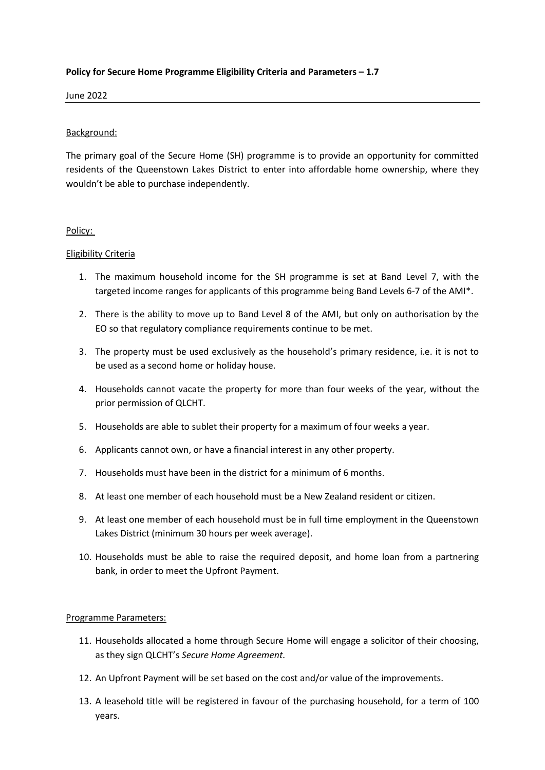**Policy for Secure Home Programme Eligibility Criteria and Parameters – 1.7**

June 2022

Background:

The primary goal of the Secure Home (SH) programme is to provide an opportunity for committed residents of the Queenstown Lakes District to enter into affordable home ownership, where they wouldn't be able to purchase independently.

Policy:

Eligibility Criteria

1. The maximum household income for the SH programme is set at Band Level 7, with the targeted income ranges for applicants of this programme being Band Levels 6-7 of the AMI*.
2. There is the ability to move up to Band Level 8 of the AMI, but only on authorisation by the EO so that regulatory compliance requirements continue to be met.
3. The property must be used exclusively as the household's primary residence, i.e. it is not to be used as a second home or holiday house.
4. Households cannot vacate the property for more than four weeks of the year, without the prior permission of QLCHT.
5. Households are able to sublet their property for a maximum of four weeks a year.
6. Applicants cannot own, or have a financial interest in any other property.
7. Households must have been in the district for a minimum of 6 months.
8. At least one member of each household must be a New Zealand resident or citizen.
9. At least one member of each household must be in full time employment in the Queenstown Lakes District (minimum 30 hours per week average).
10. Households must be able to raise the required deposit, and home loan from a partnering bank, in order to meet the Upfront Payment.

Programme Parameters:

11. Households allocated a home through Secure Home will engage a solicitor of their choosing, as they sign QLCHT's *Secure Home Agreement.*
12. An Upfront Payment will be set based on the cost and/or value of the improvements.
13. A leasehold title will be registered in favour of the purchasing household, for a term of 100 years.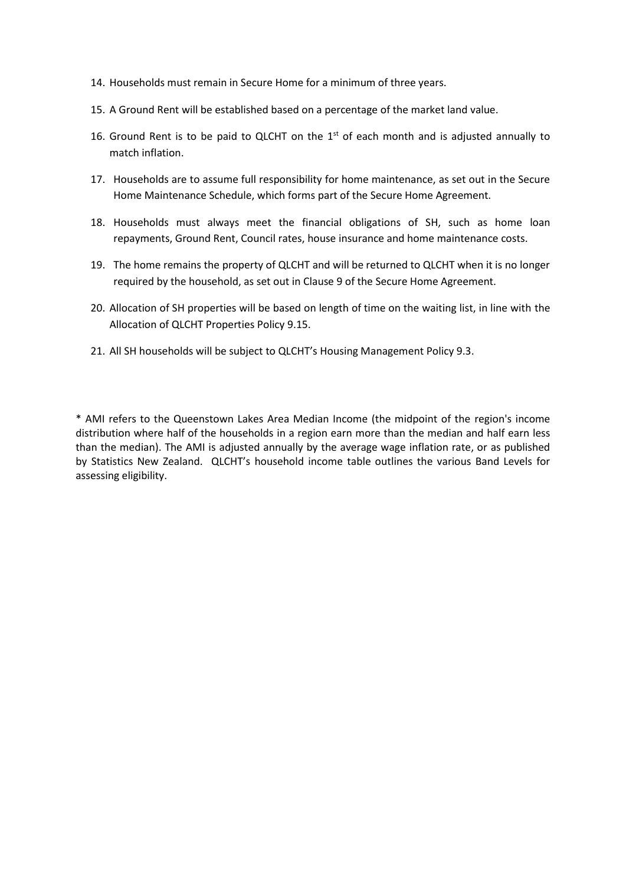14. Households must remain in Secure Home for a minimum of three years.
15. A Ground Rent will be established based on a percentage of the market land value.
16. Ground Rent is to be paid to QLCHT on the 1st of each month and is adjusted annually to match inflation.
17. Households are to assume full responsibility for home maintenance, as set out in the Secure Home Maintenance Schedule, which forms part of the Secure Home Agreement.
18. Households must always meet the financial obligations of SH, such as home loan repayments, Ground Rent, Council rates, house insurance and home maintenance costs.
19. The home remains the property of QLCHT and will be returned to QLCHT when it is no longer required by the household, as set out in Clause 9 of the Secure Home Agreement.
20. Allocation of SH properties will be based on length of time on the waiting list, in line with the Allocation of QLCHT Properties Policy 9.15.
21. All SH households will be subject to QLCHT's Housing Management Policy 9.3.

* AMI refers to the Queenstown Lakes Area Median Income (the midpoint of the region's income distribution where half of the households in a region earn more than the median and half earn less than the median). The AMI is adjusted annually by the average wage inflation rate, or as published by Statistics New Zealand. QLCHT's household income table outlines the various Band Levels for assessing eligibility.